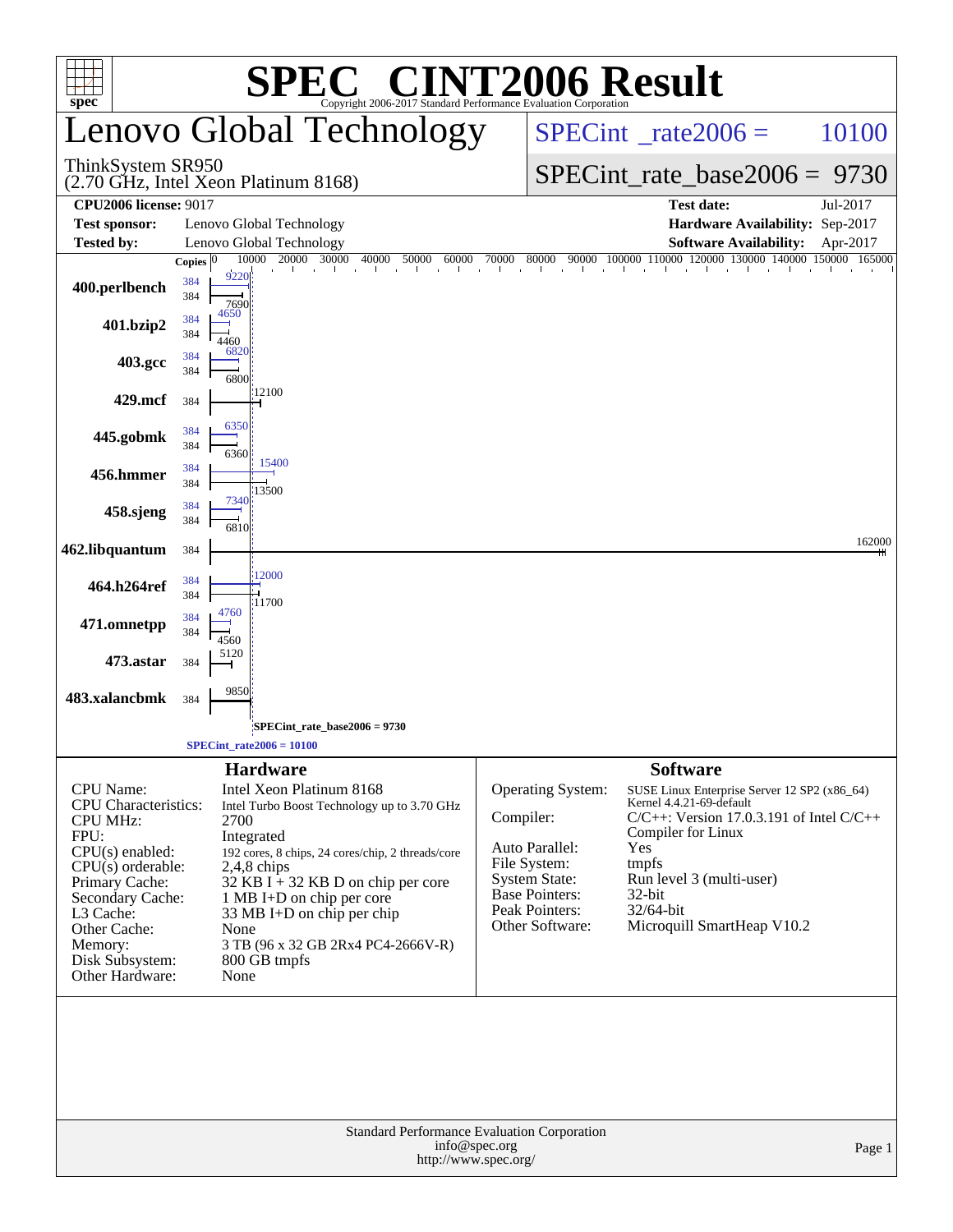# SPEC® CINT2006 Result

Copyright 2006-2017 Standard Performance Evaluation Corporation

## Lenovo Global Technology

ThinkSystem SR950
(2.70 GHz, Intel Xeon Platinum 8168)

SPECint_rate2006 = 10100

SPECint_rate_base2006 = 9730

| | | | |
|---|---|---|---|
| **CPU2006 license:** | 9017 | **Test date:** | Jul-2017 |
| **Test sponsor:** | Lenovo Global Technology | **Hardware Availability:** | Sep-2017 |
| **Tested by:** | Lenovo Global Technology | **Software Availability:** | Apr-2017 |

| Benchmark | Copies (peak) | Peak | Copies (base) | Base |
|---|---|---|---|---|
| 400.perlbench | 384 | 9220 | 384 | 7690 |
| 401.bzip2 | 384 | 4650 | 384 | 4460 |
| 403.gcc | 384 | 6820 | 384 | 6800 |
| 429.mcf | | | 384 | 12100 |
| 445.gobmk | 384 | 6350 | 384 | 6360 |
| 456.hmmer | 384 | 15400 | 384 | 13500 |
| 458.sjeng | 384 | 7340 | 384 | 6810 |
| 462.libquantum | | | 384 | 162000 |
| 464.h264ref | 384 | 12000 | 384 | 11700 |
| 471.omnetpp | 384 | 4760 | 384 | 4560 |
| 473.astar | | | 384 | 5120 |
| 483.xalancbmk | | | 384 | 9850 |

SPECint_rate_base2006 = 9730

SPECint_rate2006 = 10100

## Hardware

| | |
|---|---|
| CPU Name: | Intel Xeon Platinum 8168 |
| CPU Characteristics: | Intel Turbo Boost Technology up to 3.70 GHz |
| CPU MHz: | 2700 |
| FPU: | Integrated |
| CPU(s) enabled: | 192 cores, 8 chips, 24 cores/chip, 2 threads/core |
| CPU(s) orderable: | 2,4,8 chips |
| Primary Cache: | 32 KB I + 32 KB D on chip per core |
| Secondary Cache: | 1 MB I+D on chip per core |
| L3 Cache: | 33 MB I+D on chip per chip |
| Other Cache: | None |
| Memory: | 3 TB (96 x 32 GB 2Rx4 PC4-2666V-R) |
| Disk Subsystem: | 800 GB tmpfs |
| Other Hardware: | None |

## Software

| | |
|---|---|
| Operating System: | SUSE Linux Enterprise Server 12 SP2 (x86_64) Kernel 4.4.21-69-default |
| Compiler: | C/C++: Version 17.0.3.191 of Intel C/C++ Compiler for Linux |
| Auto Parallel: | Yes |
| File System: | tmpfs |
| System State: | Run level 3 (multi-user) |
| Base Pointers: | 32-bit |
| Peak Pointers: | 32/64-bit |
| Other Software: | Microquill SmartHeap V10.2 |

Standard Performance Evaluation Corporation
info@spec.org
http://www.spec.org/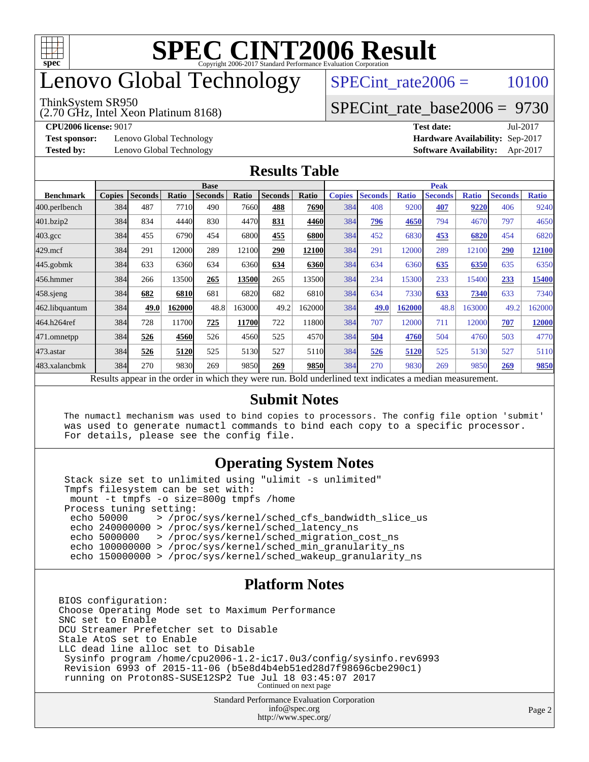# SPEC CINT2006 Result

Copyright 2006-2017 Standard Performance Evaluation Corporation

# Lenovo Global Technology

ThinkSystem SR950
(2.70 GHz, Intel Xeon Platinum 8168)

SPECint_rate2006 = 10100

SPECint_rate_base2006 = 9730

**CPU2006 license:** 9017
**Test sponsor:** Lenovo Global Technology
**Tested by:** Lenovo Global Technology

**Test date:** Jul-2017
**Hardware Availability:** Sep-2017
**Software Availability:** Apr-2017

## Results Table

| Benchmark | Base | | | | | | | Peak | | | | | | |
|---|---|---|---|---|---|---|---|---|---|---|---|---|---|---|
| | Copies | Seconds | Ratio | Seconds | Ratio | Seconds | Ratio | Copies | Seconds | Ratio | Seconds | Ratio | Seconds | Ratio |
| 400.perlbench | 384 | 487 | 7710 | 490 | 7660 | **488** | **7690** | 384 | 408 | 9200 | **407** | **9220** | 406 | 9240 |
| 401.bzip2 | 384 | 834 | 4440 | 830 | 4470 | **831** | **4460** | 384 | **796** | **4650** | 794 | 4670 | 797 | 4650 |
| 403.gcc | 384 | 455 | 6790 | 454 | 6800 | **455** | **6800** | 384 | 452 | 6830 | **453** | **6820** | 454 | 6820 |
| 429.mcf | 384 | 291 | 12000 | 289 | 12100 | **290** | **12100** | 384 | 291 | 12000 | 289 | 12100 | **290** | **12100** |
| 445.gobmk | 384 | 633 | 6360 | 634 | 6360 | **634** | **6360** | 384 | 634 | 6360 | **635** | **6350** | 635 | 6350 |
| 456.hmmer | 384 | 266 | 13500 | **265** | **13500** | 265 | 13500 | 384 | 234 | 15300 | 233 | 15400 | **233** | **15400** |
| 458.sjeng | 384 | **682** | **6810** | 681 | 6820 | 682 | 6810 | 384 | 634 | 7330 | **633** | **7340** | 633 | 7340 |
| 462.libquantum | 384 | **49.0** | **162000** | 48.8 | 163000 | 49.2 | 162000 | 384 | **49.0** | **162000** | 48.8 | 163000 | 49.2 | 162000 |
| 464.h264ref | 384 | 728 | 11700 | **725** | **11700** | 722 | 11800 | 384 | 707 | 12000 | 711 | 12000 | **707** | **12000** |
| 471.omnetpp | 384 | **526** | **4560** | 526 | 4560 | 525 | 4570 | 384 | **504** | **4760** | 504 | 4760 | 503 | 4770 |
| 473.astar | 384 | **526** | **5120** | 525 | 5130 | 527 | 5110 | 384 | **526** | **5120** | 525 | 5130 | 527 | 5110 |
| 483.xalancbmk | 384 | 270 | 9830 | 269 | 9850 | **269** | **9850** | 384 | 270 | 9830 | 269 | 9850 | **269** | **9850** |

Results appear in the order in which they were run. Bold underlined text indicates a median measurement.

## Submit Notes

```
The numactl mechanism was used to bind copies to processors. The config file option 'submit'
was used to generate numactl commands to bind each copy to a specific processor.
For details, please see the config file.
```

## Operating System Notes

```
Stack size set to unlimited using "ulimit -s unlimited"
Tmpfs filesystem can be set with:
 mount -t tmpfs -o size=800g tmpfs /home
Process tuning setting:
 echo 50000     > /proc/sys/kernel/sched_cfs_bandwidth_slice_us
 echo 240000000 > /proc/sys/kernel/sched_latency_ns
 echo 5000000   > /proc/sys/kernel/sched_migration_cost_ns
 echo 100000000 > /proc/sys/kernel/sched_min_granularity_ns
 echo 150000000 > /proc/sys/kernel/sched_wakeup_granularity_ns
```

## Platform Notes

```
BIOS configuration:
Choose Operating Mode set to Maximum Performance
SNC set to Enable
DCU Streamer Prefetcher set to Disable
Stale AtoS set to Enable
LLC dead line alloc set to Disable
 Sysinfo program /home/cpu2006-1.2-ic17.0u3/config/sysinfo.rev6993
 Revision 6993 of 2015-11-06 (b5e8d4b4eb51ed28d7f98696cbe290c1)
 running on Proton8S-SUSE12SP2 Tue Jul 18 03:45:07 2017
```

Continued on next page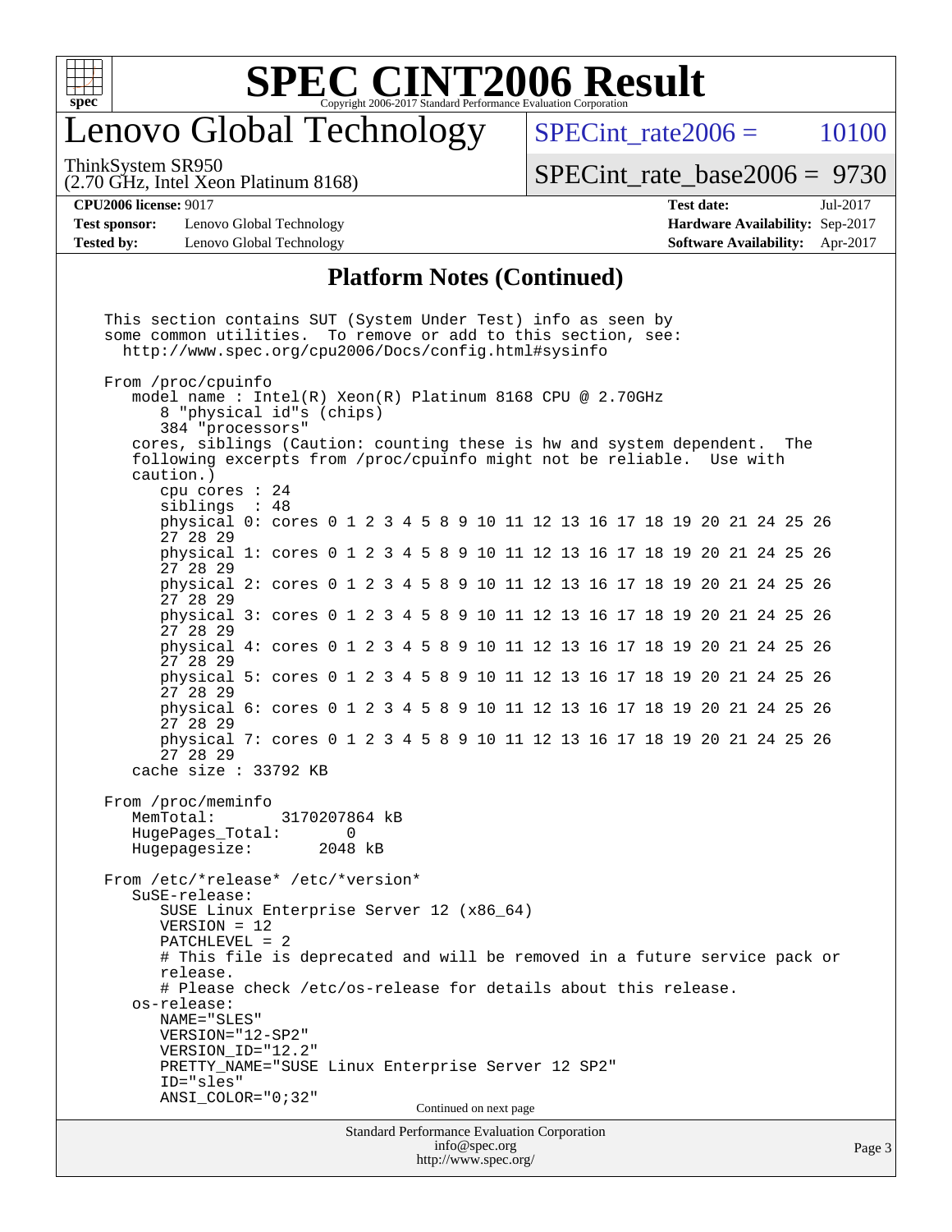## Platform Notes (Continued)

```
This section contains SUT (System Under Test) info as seen by
some common utilities.  To remove or add to this section, see:
  http://www.spec.org/cpu2006/Docs/config.html#sysinfo

From /proc/cpuinfo
   model name : Intel(R) Xeon(R) Platinum 8168 CPU @ 2.70GHz
      8 "physical id"s (chips)
      384 "processors"
   cores, siblings (Caution: counting these is hw and system dependent.  The
   following excerpts from /proc/cpuinfo might not be reliable.  Use with
   caution.)
      cpu cores : 24
      siblings  : 48
      physical 0: cores 0 1 2 3 4 5 8 9 10 11 12 13 16 17 18 19 20 21 24 25 26
      27 28 29
      physical 1: cores 0 1 2 3 4 5 8 9 10 11 12 13 16 17 18 19 20 21 24 25 26
      27 28 29
      physical 2: cores 0 1 2 3 4 5 8 9 10 11 12 13 16 17 18 19 20 21 24 25 26
      27 28 29
      physical 3: cores 0 1 2 3 4 5 8 9 10 11 12 13 16 17 18 19 20 21 24 25 26
      27 28 29
      physical 4: cores 0 1 2 3 4 5 8 9 10 11 12 13 16 17 18 19 20 21 24 25 26
      27 28 29
      physical 5: cores 0 1 2 3 4 5 8 9 10 11 12 13 16 17 18 19 20 21 24 25 26
      27 28 29
      physical 6: cores 0 1 2 3 4 5 8 9 10 11 12 13 16 17 18 19 20 21 24 25 26
      27 28 29
      physical 7: cores 0 1 2 3 4 5 8 9 10 11 12 13 16 17 18 19 20 21 24 25 26
      27 28 29
   cache size : 33792 KB

From /proc/meminfo
   MemTotal:       3170207864 kB
   HugePages_Total:       0
   Hugepagesize:       2048 kB

From /etc/*release* /etc/*version*
   SuSE-release:
      SUSE Linux Enterprise Server 12 (x86_64)
      VERSION = 12
      PATCHLEVEL = 2
      # This file is deprecated and will be removed in a future service pack or
      release.
      # Please check /etc/os-release for details about this release.
   os-release:
      NAME="SLES"
      VERSION="12-SP2"
      VERSION_ID="12.2"
      PRETTY_NAME="SUSE Linux Enterprise Server 12 SP2"
      ID="sles"
      ANSI_COLOR="0;32"
```

Continued on next page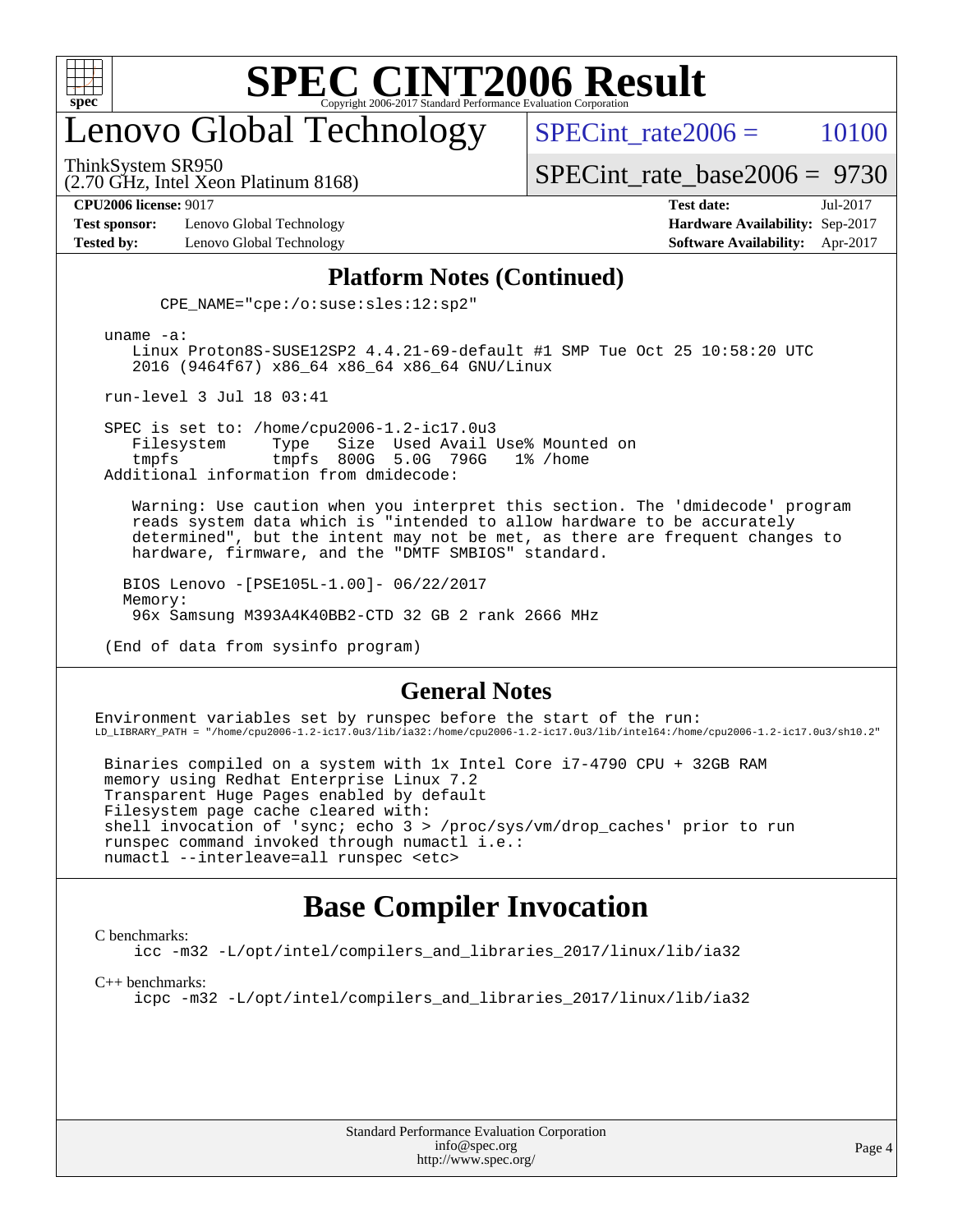## Platform Notes (Continued)

```
        CPE_NAME="cpe:/o:suse:sles:12:sp2"

    uname -a:
       Linux Proton8S-SUSE12SP2 4.4.21-69-default #1 SMP Tue Oct 25 10:58:20 UTC
       2016 (9464f67) x86_64 x86_64 x86_64 GNU/Linux

    run-level 3 Jul 18 03:41

    SPEC is set to: /home/cpu2006-1.2-ic17.0u3
       Filesystem     Type   Size  Used Avail Use% Mounted on
       tmpfs          tmpfs  800G  5.0G  796G   1% /home
    Additional information from dmidecode:

       Warning: Use caution when you interpret this section. The 'dmidecode' program
       reads system data which is "intended to allow hardware to be accurately
       determined", but the intent may not be met, as there are frequent changes to
       hardware, firmware, and the "DMTF SMBIOS" standard.

      BIOS Lenovo -[PSE105L-1.00]- 06/22/2017
      Memory:
       96x Samsung M393A4K40BB2-CTD 32 GB 2 rank 2666 MHz

    (End of data from sysinfo program)
```

## General Notes

```
Environment variables set by runspec before the start of the run:
LD_LIBRARY_PATH = "/home/cpu2006-1.2-ic17.0u3/lib/ia32:/home/cpu2006-1.2-ic17.0u3/lib/intel64:/home/cpu2006-1.2-ic17.0u3/sh10.2"

 Binaries compiled on a system with 1x Intel Core i7-4790 CPU + 32GB RAM
 memory using Redhat Enterprise Linux 7.2
 Transparent Huge Pages enabled by default
 Filesystem page cache cleared with:
 shell invocation of 'sync; echo 3 > /proc/sys/vm/drop_caches' prior to run
 runspec command invoked through numactl i.e.:
 numactl --interleave=all runspec <etc>
```

# Base Compiler Invocation

C benchmarks:
```
icc -m32 -L/opt/intel/compilers_and_libraries_2017/linux/lib/ia32
```

C++ benchmarks:
```
icpc -m32 -L/opt/intel/compilers_and_libraries_2017/linux/lib/ia32
```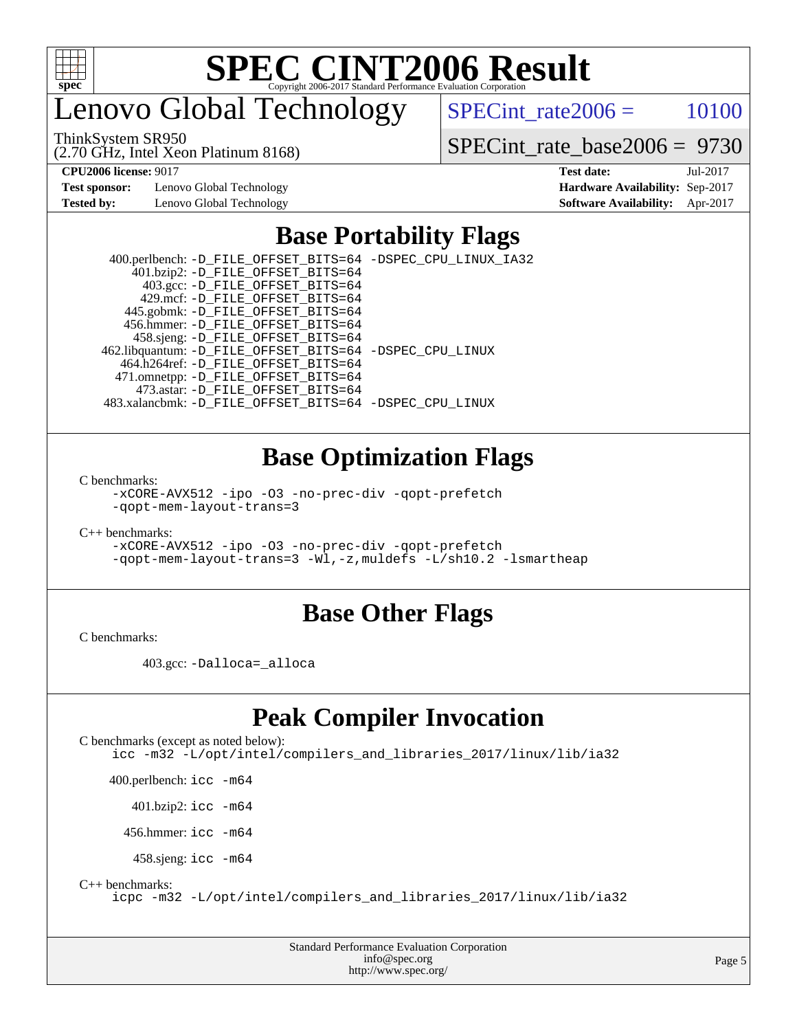# SPEC CINT2006 Result

Copyright 2006-2017 Standard Performance Evaluation Corporation

# Lenovo Global Technology

ThinkSystem SR950
(2.70 GHz, Intel Xeon Platinum 8168)

SPECint_rate2006 = 10100

SPECint_rate_base2006 = 9730

**CPU2006 license:** 9017
**Test sponsor:** Lenovo Global Technology
**Tested by:** Lenovo Global Technology

**Test date:** Jul-2017
**Hardware Availability:** Sep-2017
**Software Availability:** Apr-2017

## Base Portability Flags

400.perlbench: -D_FILE_OFFSET_BITS=64 -DSPEC_CPU_LINUX_IA32
401.bzip2: -D_FILE_OFFSET_BITS=64
403.gcc: -D_FILE_OFFSET_BITS=64
429.mcf: -D_FILE_OFFSET_BITS=64
445.gobmk: -D_FILE_OFFSET_BITS=64
456.hmmer: -D_FILE_OFFSET_BITS=64
458.sjeng: -D_FILE_OFFSET_BITS=64
462.libquantum: -D_FILE_OFFSET_BITS=64 -DSPEC_CPU_LINUX
464.h264ref: -D_FILE_OFFSET_BITS=64
471.omnetpp: -D_FILE_OFFSET_BITS=64
473.astar: -D_FILE_OFFSET_BITS=64
483.xalancbmk: -D_FILE_OFFSET_BITS=64 -DSPEC_CPU_LINUX

## Base Optimization Flags

C benchmarks:
-xCORE-AVX512 -ipo -O3 -no-prec-div -qopt-prefetch
-qopt-mem-layout-trans=3

C++ benchmarks:
-xCORE-AVX512 -ipo -O3 -no-prec-div -qopt-prefetch
-qopt-mem-layout-trans=3 -Wl,-z,muldefs -L/sh10.2 -lsmartheap

## Base Other Flags

C benchmarks:

403.gcc: -Dalloca=_alloca

## Peak Compiler Invocation

C benchmarks (except as noted below):
icc -m32 -L/opt/intel/compilers_and_libraries_2017/linux/lib/ia32

400.perlbench: icc -m64

401.bzip2: icc -m64

456.hmmer: icc -m64

458.sjeng: icc -m64

C++ benchmarks:
icpc -m32 -L/opt/intel/compilers_and_libraries_2017/linux/lib/ia32

Standard Performance Evaluation Corporation
info@spec.org
http://www.spec.org/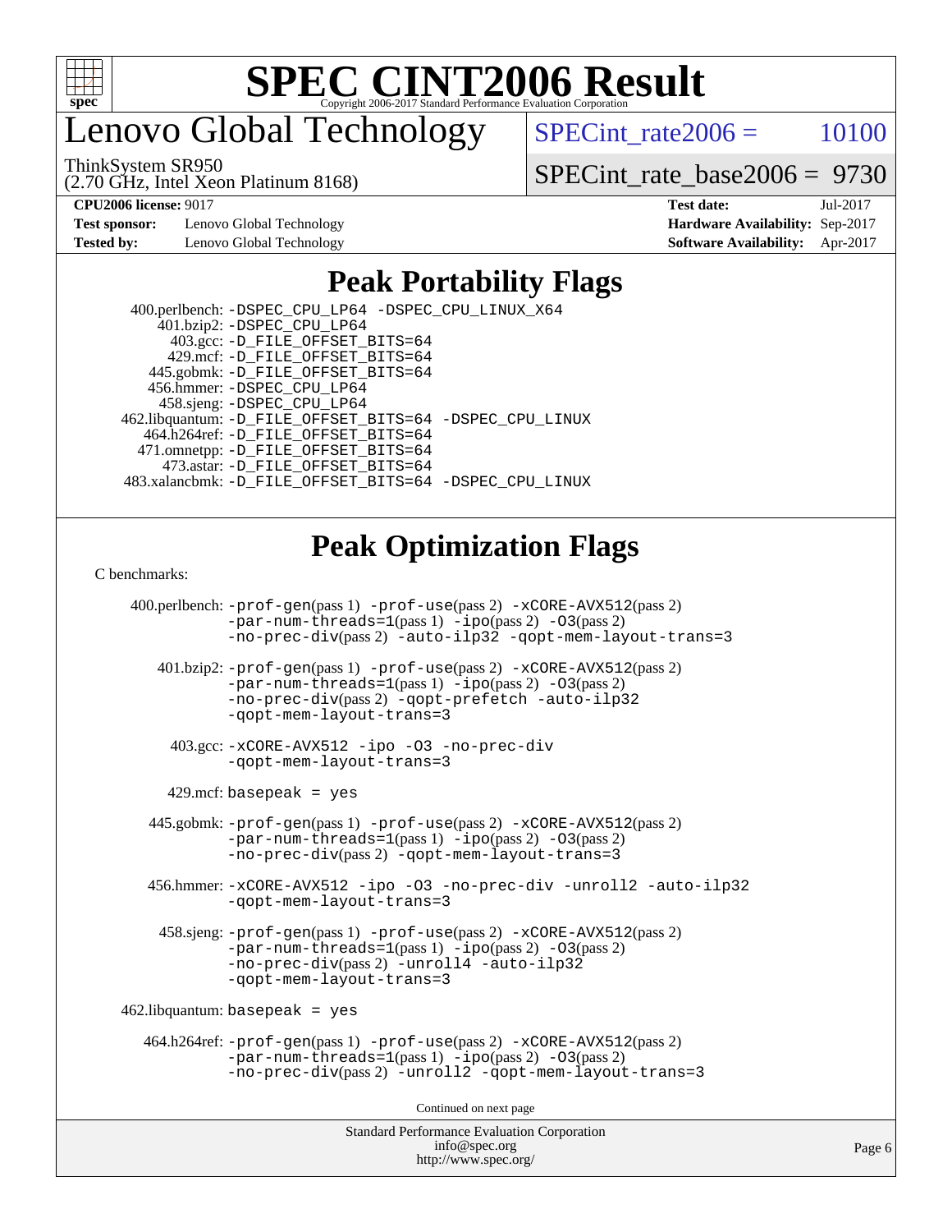# SPEC CINT2006 Result

## Lenovo Global Technology

ThinkSystem SR950
(2.70 GHz, Intel Xeon Platinum 8168)

SPECint_rate2006 = 10100

SPECint_rate_base2006 = 9730

**CPU2006 license:** 9017
**Test sponsor:** Lenovo Global Technology
**Tested by:** Lenovo Global Technology

**Test date:** Jul-2017
**Hardware Availability:** Sep-2017
**Software Availability:** Apr-2017

## Peak Portability Flags

400.perlbench: -DSPEC_CPU_LP64 -DSPEC_CPU_LINUX_X64
401.bzip2: -DSPEC_CPU_LP64
403.gcc: -D_FILE_OFFSET_BITS=64
429.mcf: -D_FILE_OFFSET_BITS=64
445.gobmk: -D_FILE_OFFSET_BITS=64
456.hmmer: -DSPEC_CPU_LP64
458.sjeng: -DSPEC_CPU_LP64
462.libquantum: -D_FILE_OFFSET_BITS=64 -DSPEC_CPU_LINUX
464.h264ref: -D_FILE_OFFSET_BITS=64
471.omnetpp: -D_FILE_OFFSET_BITS=64
473.astar: -D_FILE_OFFSET_BITS=64
483.xalancbmk: -D_FILE_OFFSET_BITS=64 -DSPEC_CPU_LINUX

## Peak Optimization Flags

C benchmarks:

400.perlbench: -prof-gen(pass 1) -prof-use(pass 2) -xCORE-AVX512(pass 2) -par-num-threads=1(pass 1) -ipo(pass 2) -O3(pass 2) -no-prec-div(pass 2) -auto-ilp32 -qopt-mem-layout-trans=3

401.bzip2: -prof-gen(pass 1) -prof-use(pass 2) -xCORE-AVX512(pass 2) -par-num-threads=1(pass 1) -ipo(pass 2) -O3(pass 2) -no-prec-div(pass 2) -qopt-prefetch -auto-ilp32 -qopt-mem-layout-trans=3

403.gcc: -xCORE-AVX512 -ipo -O3 -no-prec-div -qopt-mem-layout-trans=3

429.mcf: basepeak = yes

445.gobmk: -prof-gen(pass 1) -prof-use(pass 2) -xCORE-AVX512(pass 2) -par-num-threads=1(pass 1) -ipo(pass 2) -O3(pass 2) -no-prec-div(pass 2) -qopt-mem-layout-trans=3

456.hmmer: -xCORE-AVX512 -ipo -O3 -no-prec-div -unroll2 -auto-ilp32 -qopt-mem-layout-trans=3

458.sjeng: -prof-gen(pass 1) -prof-use(pass 2) -xCORE-AVX512(pass 2) -par-num-threads=1(pass 1) -ipo(pass 2) -O3(pass 2) -no-prec-div(pass 2) -unroll4 -auto-ilp32 -qopt-mem-layout-trans=3

462.libquantum: basepeak = yes

464.h264ref: -prof-gen(pass 1) -prof-use(pass 2) -xCORE-AVX512(pass 2) -par-num-threads=1(pass 1) -ipo(pass 2) -O3(pass 2) -no-prec-div(pass 2) -unroll2 -qopt-mem-layout-trans=3

Continued on next page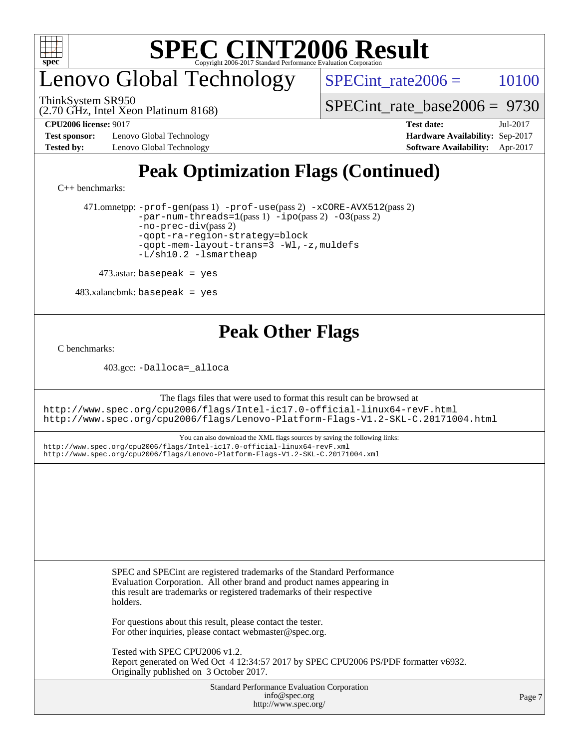# Peak Optimization Flags (Continued)

C++ benchmarks:

471.omnetpp: `-prof-gen`(pass 1) `-prof-use`(pass 2) `-xCORE-AVX512`(pass 2) `-par-num-threads=1`(pass 1) `-ipo`(pass 2) `-O3`(pass 2) `-no-prec-div`(pass 2) `-qopt-ra-region-strategy=block` `-qopt-mem-layout-trans=3` `-Wl,-z,muldefs` `-L/sh10.2` `-lsmartheap`

473.astar: `basepeak = yes`

483.xalancbmk: `basepeak = yes`

# Peak Other Flags

C benchmarks:

403.gcc: `-Dalloca=_alloca`

The flags files that were used to format this result can be browsed at
http://www.spec.org/cpu2006/flags/Intel-ic17.0-official-linux64-revF.html
http://www.spec.org/cpu2006/flags/Lenovo-Platform-Flags-V1.2-SKL-C.20171004.html

You can also download the XML flags sources by saving the following links:
http://www.spec.org/cpu2006/flags/Intel-ic17.0-official-linux64-revF.xml
http://www.spec.org/cpu2006/flags/Lenovo-Platform-Flags-V1.2-SKL-C.20171004.xml

SPEC and SPECint are registered trademarks of the Standard Performance Evaluation Corporation. All other brand and product names appearing in this result are trademarks or registered trademarks of their respective holders.

For questions about this result, please contact the tester.
For other inquiries, please contact webmaster@spec.org.

Tested with SPEC CPU2006 v1.2.
Report generated on Wed Oct 4 12:34:57 2017 by SPEC CPU2006 PS/PDF formatter v6932.
Originally published on 3 October 2017.